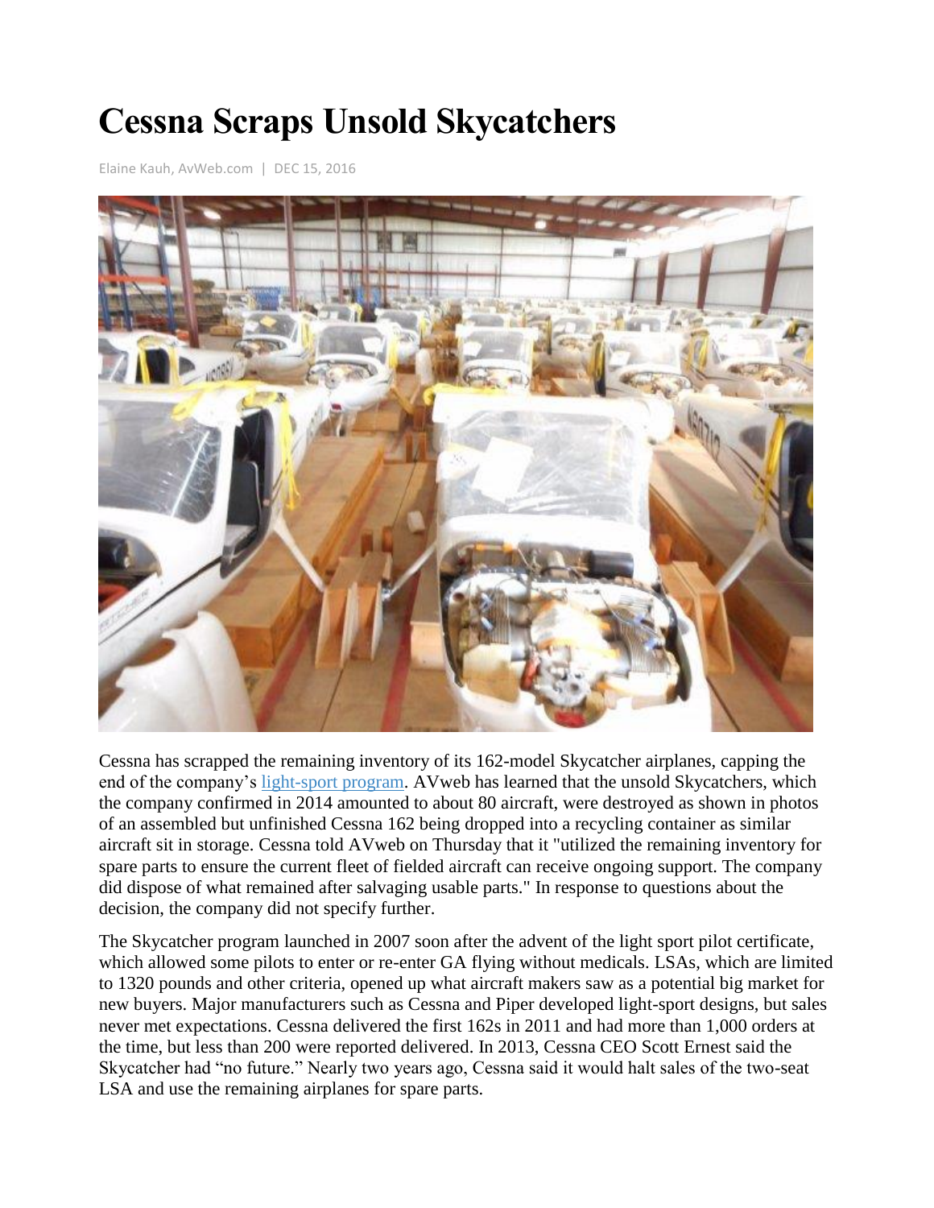# Cessna Scraps Unsold Skycatchers

Elaine Kauh, AvWeb.com | DEC 15, 2016

Cessna has scrapped the remaining inventory of its 162-model Skycatcher airplanes, capping the end of the company's light-sport program. AVweb has learned that the unsold Skycatchers, which the company confirmed in 2014 amounted to about 80 aircraft, were destroyed as shown in photos of an assembled but unfinished Cessna 162 being dropped into a recycling container as similar aircraft sit in storage. Cessna told AVweb on Thursday that it "utilized the remaining inventory for spare parts to ensure the current fleet of fielded aircraft can receive ongoing support. The company did dispose of what remained after salvaging usable parts." In response to questions about the decision, the company did not specify further.

The Skycatcher program launched in 2007 soon after the advent of the light sport pilot certificate, which allowed some pilots to enter or re-enter GA flying without medicals. LSAs, which are limited to 1320 pounds and other criteria, opened up what aircraft makers saw as a potential big market for new buyers. Major manufacturers such as Cessna and Piper developed light-sport designs, but sales never met expectations. Cessna delivered the first 162s in 2011 and had more than 1,000 orders at the time, but less than 200 were reported delivered. In 2013, Cessna CEO Scott Ernest said the Skycatcher had "no future." Nearly two years ago, Cessna said it would halt sales of the two-seat LSA and use the remaining airplanes for spare parts.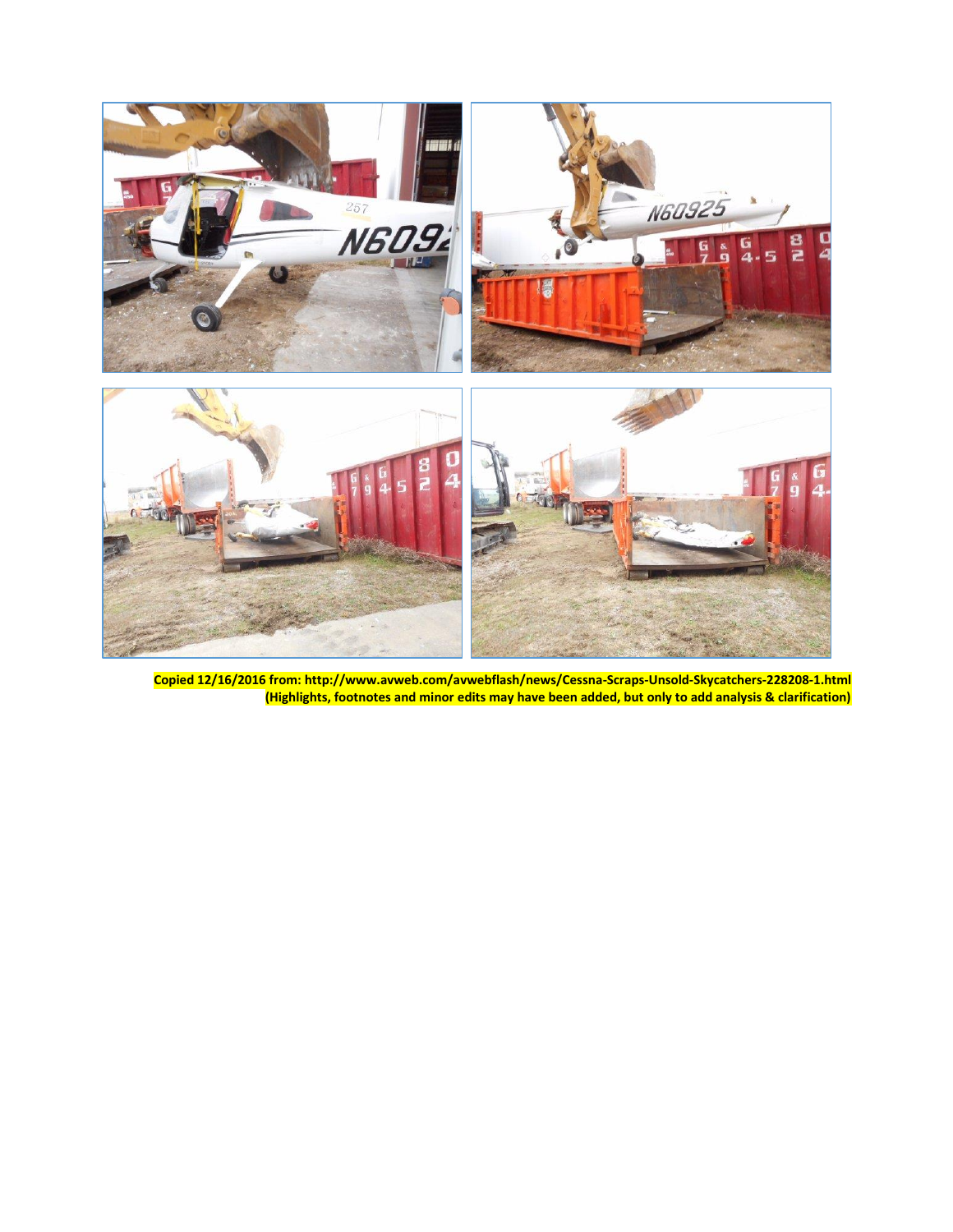**Copied 12/16/2016 from: http://www.avweb.com/avwebflash/news/Cessna-Scraps-Unsold-Skycatchers-228208-1.html**
**(Highlights, footnotes and minor edits may have been added, but only to add analysis & clarification)**